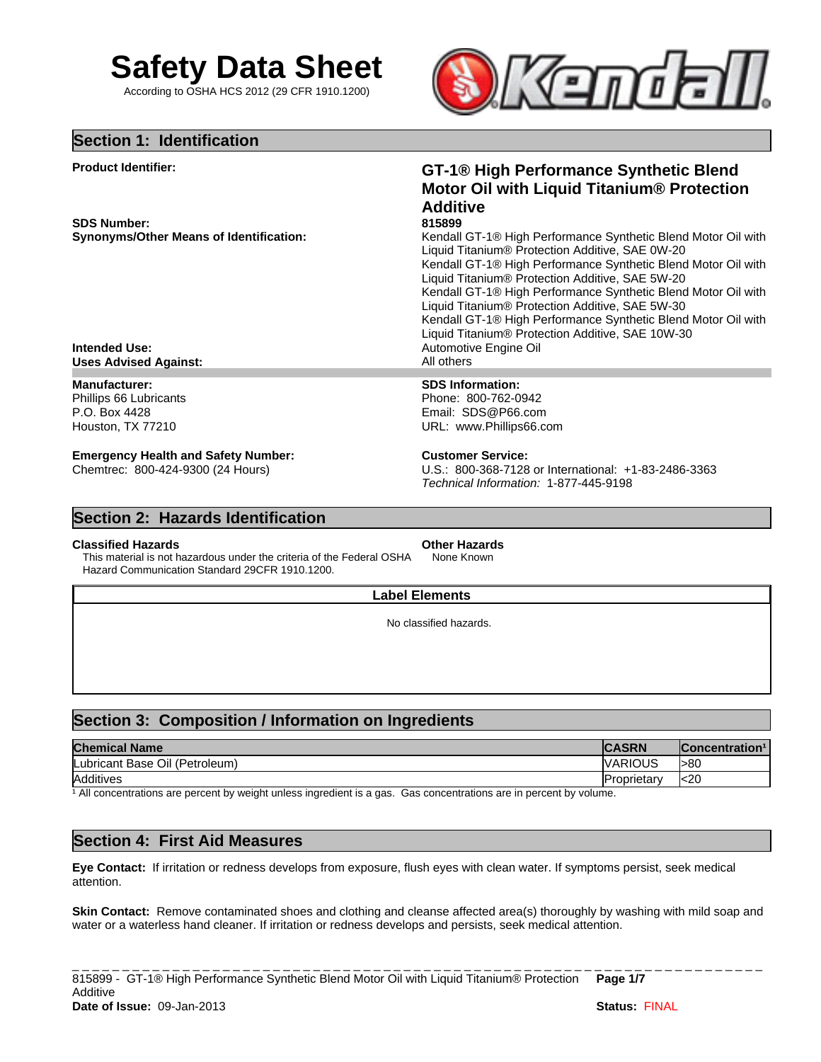# Safety Data Sheet

According to OSHA HCS 2012 (29 CFR 1910.1200)

## Section 1: Identification

**Product Identifier:** **GT-1® High Performance Synthetic Blend Motor Oil with Liquid Titanium® Protection Additive**

**SDS Number:** **815899**

**Synonyms/Other Means of Identification:**
Kendall GT-1® High Performance Synthetic Blend Motor Oil with Liquid Titanium® Protection Additive, SAE 0W-20
Kendall GT-1® High Performance Synthetic Blend Motor Oil with Liquid Titanium® Protection Additive, SAE 5W-20
Kendall GT-1® High Performance Synthetic Blend Motor Oil with Liquid Titanium® Protection Additive, SAE 5W-30
Kendall GT-1® High Performance Synthetic Blend Motor Oil with Liquid Titanium® Protection Additive, SAE 10W-30

**Intended Use:** Automotive Engine Oil

**Uses Advised Against:** All others

**Manufacturer:**
Phillips 66 Lubricants
P.O. Box 4428
Houston, TX 77210

**SDS Information:**
Phone: 800-762-0942
Email: SDS@P66.com
URL: www.Phillips66.com

**Emergency Health and Safety Number:**
Chemtrec: 800-424-9300 (24 Hours)

**Customer Service:**
U.S.: 800-368-7128 or International: +1-83-2486-3363
*Technical Information:* 1-877-445-9198

## Section 2: Hazards Identification

**Classified Hazards**

This material is not hazardous under the criteria of the Federal OSHA Hazard Communication Standard 29CFR 1910.1200.

**Other Hazards**

None Known

**Label Elements**

No classified hazards.

## Section 3: Composition / Information on Ingredients

| Chemical Name | CASRN | Concentration[1] |
|---|---|---|
| Lubricant Base Oil (Petroleum) | VARIOUS | >80 |
| Additives | Proprietary | <20 |

[1] All concentrations are percent by weight unless ingredient is a gas. Gas concentrations are in percent by volume.

## Section 4: First Aid Measures

**Eye Contact:** If irritation or redness develops from exposure, flush eyes with clean water. If symptoms persist, seek medical attention.

**Skin Contact:** Remove contaminated shoes and clothing and cleanse affected area(s) thoroughly by washing with mild soap and water or a waterless hand cleaner. If irritation or redness develops and persists, seek medical attention.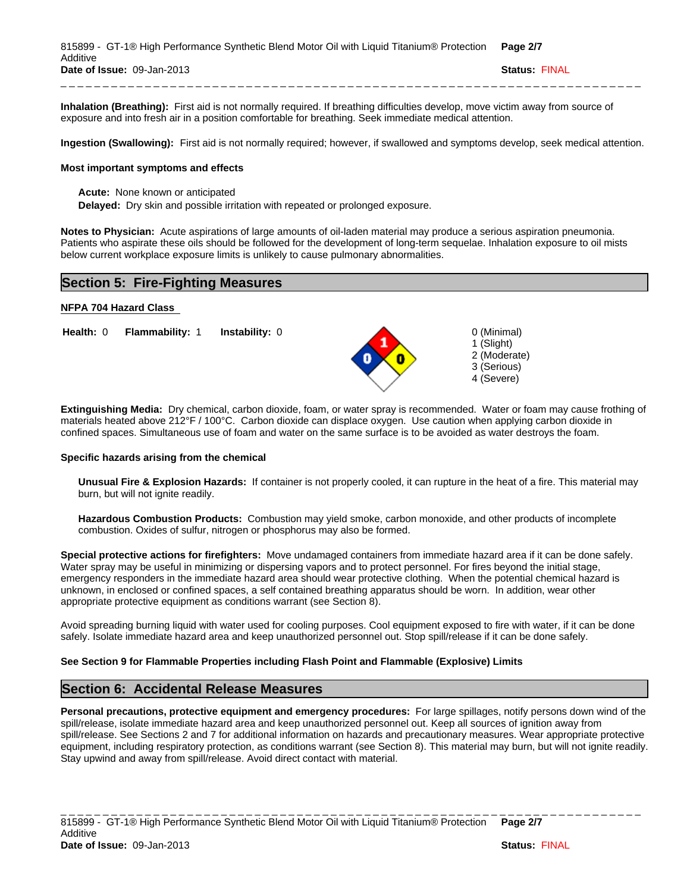**Inhalation (Breathing):** First aid is not normally required. If breathing difficulties develop, move victim away from source of exposure and into fresh air in a position comfortable for breathing. Seek immediate medical attention.

**Ingestion (Swallowing):** First aid is not normally required; however, if swallowed and symptoms develop, seek medical attention.

**Most important symptoms and effects**

**Acute:** None known or anticipated
**Delayed:** Dry skin and possible irritation with repeated or prolonged exposure.

**Notes to Physician:** Acute aspirations of large amounts of oil-laden material may produce a serious aspiration pneumonia. Patients who aspirate these oils should be followed for the development of long-term sequelae. Inhalation exposure to oil mists below current workplace exposure limits is unlikely to cause pulmonary abnormalities.

## Section 5: Fire-Fighting Measures

**NFPA 704 Hazard Class**

**Health:** 0 **Flammability:** 1 **Instability:** 0

0 (Minimal)
1 (Slight)
2 (Moderate)
3 (Serious)
4 (Severe)

**Extinguishing Media:** Dry chemical, carbon dioxide, foam, or water spray is recommended. Water or foam may cause frothing of materials heated above 212°F / 100°C. Carbon dioxide can displace oxygen. Use caution when applying carbon dioxide in confined spaces. Simultaneous use of foam and water on the same surface is to be avoided as water destroys the foam.

**Specific hazards arising from the chemical**

**Unusual Fire & Explosion Hazards:** If container is not properly cooled, it can rupture in the heat of a fire. This material may burn, but will not ignite readily.

**Hazardous Combustion Products:** Combustion may yield smoke, carbon monoxide, and other products of incomplete combustion. Oxides of sulfur, nitrogen or phosphorus may also be formed.

**Special protective actions for firefighters:** Move undamaged containers from immediate hazard area if it can be done safely. Water spray may be useful in minimizing or dispersing vapors and to protect personnel. For fires beyond the initial stage, emergency responders in the immediate hazard area should wear protective clothing. When the potential chemical hazard is unknown, in enclosed or confined spaces, a self contained breathing apparatus should be worn. In addition, wear other appropriate protective equipment as conditions warrant (see Section 8).

Avoid spreading burning liquid with water used for cooling purposes. Cool equipment exposed to fire with water, if it can be done safely. Isolate immediate hazard area and keep unauthorized personnel out. Stop spill/release if it can be done safely.

**See Section 9 for Flammable Properties including Flash Point and Flammable (Explosive) Limits**

## Section 6: Accidental Release Measures

**Personal precautions, protective equipment and emergency procedures:** For large spillages, notify persons down wind of the spill/release, isolate immediate hazard area and keep unauthorized personnel out. Keep all sources of ignition away from spill/release. See Sections 2 and 7 for additional information on hazards and precautionary measures. Wear appropriate protective equipment, including respiratory protection, as conditions warrant (see Section 8). This material may burn, but will not ignite readily. Stay upwind and away from spill/release. Avoid direct contact with material.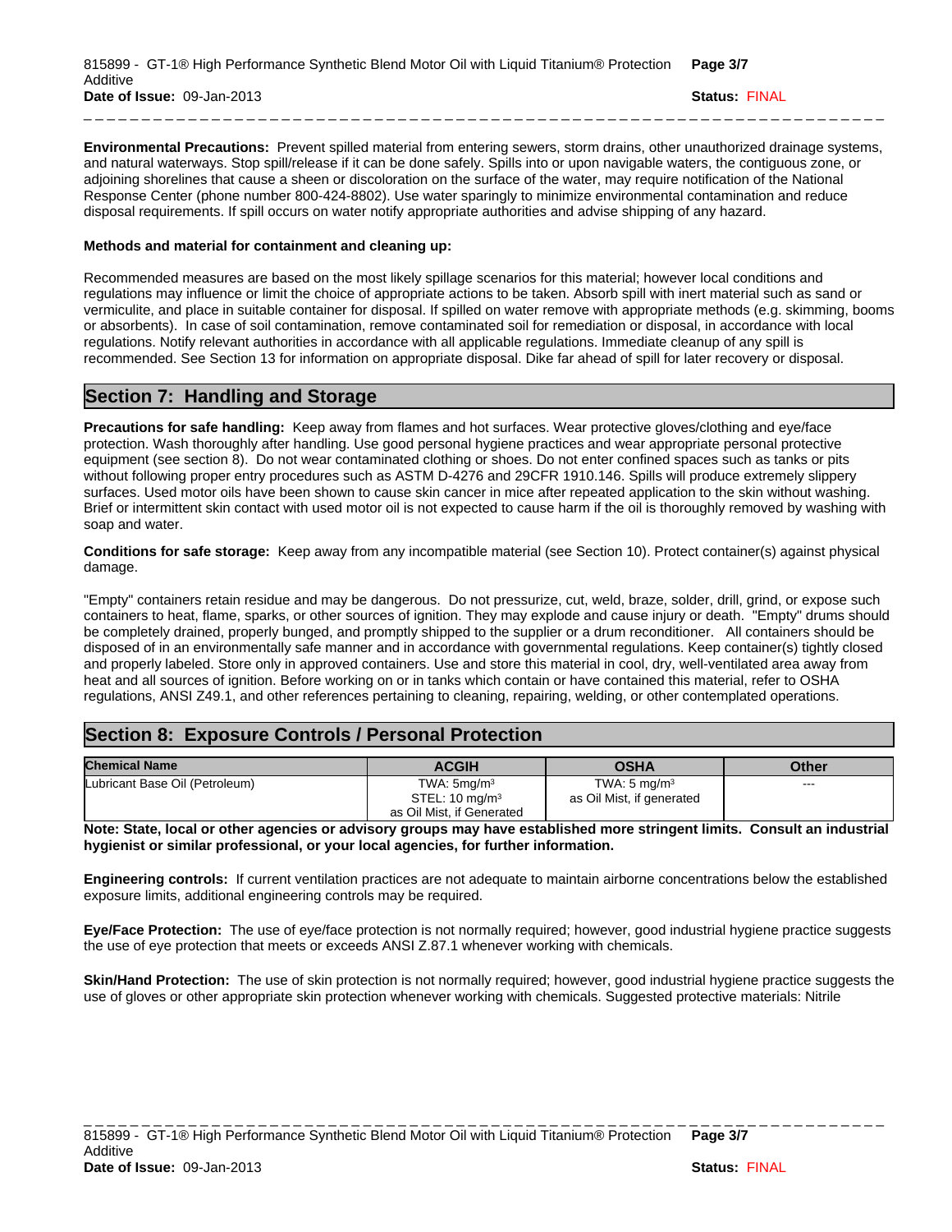**Environmental Precautions:** Prevent spilled material from entering sewers, storm drains, other unauthorized drainage systems, and natural waterways. Stop spill/release if it can be done safely. Spills into or upon navigable waters, the contiguous zone, or adjoining shorelines that cause a sheen or discoloration on the surface of the water, may require notification of the National Response Center (phone number 800-424-8802). Use water sparingly to minimize environmental contamination and reduce disposal requirements. If spill occurs on water notify appropriate authorities and advise shipping of any hazard.

**Methods and material for containment and cleaning up:**

Recommended measures are based on the most likely spillage scenarios for this material; however local conditions and regulations may influence or limit the choice of appropriate actions to be taken. Absorb spill with inert material such as sand or vermiculite, and place in suitable container for disposal. If spilled on water remove with appropriate methods (e.g. skimming, booms or absorbents). In case of soil contamination, remove contaminated soil for remediation or disposal, in accordance with local regulations. Notify relevant authorities in accordance with all applicable regulations. Immediate cleanup of any spill is recommended. See Section 13 for information on appropriate disposal. Dike far ahead of spill for later recovery or disposal.

## Section 7: Handling and Storage

**Precautions for safe handling:** Keep away from flames and hot surfaces. Wear protective gloves/clothing and eye/face protection. Wash thoroughly after handling. Use good personal hygiene practices and wear appropriate personal protective equipment (see section 8). Do not wear contaminated clothing or shoes. Do not enter confined spaces such as tanks or pits without following proper entry procedures such as ASTM D-4276 and 29CFR 1910.146. Spills will produce extremely slippery surfaces. Used motor oils have been shown to cause skin cancer in mice after repeated application to the skin without washing. Brief or intermittent skin contact with used motor oil is not expected to cause harm if the oil is thoroughly removed by washing with soap and water.

**Conditions for safe storage:** Keep away from any incompatible material (see Section 10). Protect container(s) against physical damage.

"Empty" containers retain residue and may be dangerous. Do not pressurize, cut, weld, braze, solder, drill, grind, or expose such containers to heat, flame, sparks, or other sources of ignition. They may explode and cause injury or death. "Empty" drums should be completely drained, properly bunged, and promptly shipped to the supplier or a drum reconditioner. All containers should be disposed of in an environmentally safe manner and in accordance with governmental regulations. Keep container(s) tightly closed and properly labeled. Store only in approved containers. Use and store this material in cool, dry, well-ventilated area away from heat and all sources of ignition. Before working on or in tanks which contain or have contained this material, refer to OSHA regulations, ANSI Z49.1, and other references pertaining to cleaning, repairing, welding, or other contemplated operations.

## Section 8: Exposure Controls / Personal Protection

| Chemical Name | ACGIH | OSHA | Other |
|---|---|---|---|
| Lubricant Base Oil (Petroleum) | TWA: 5mg/m³<br>STEL: 10 mg/m³<br>as Oil Mist, if Generated | TWA: 5 mg/m³<br>as Oil Mist, if generated | --- |

**Note: State, local or other agencies or advisory groups may have established more stringent limits. Consult an industrial hygienist or similar professional, or your local agencies, for further information.**

**Engineering controls:** If current ventilation practices are not adequate to maintain airborne concentrations below the established exposure limits, additional engineering controls may be required.

**Eye/Face Protection:** The use of eye/face protection is not normally required; however, good industrial hygiene practice suggests the use of eye protection that meets or exceeds ANSI Z.87.1 whenever working with chemicals.

**Skin/Hand Protection:** The use of skin protection is not normally required; however, good industrial hygiene practice suggests the use of gloves or other appropriate skin protection whenever working with chemicals. Suggested protective materials: Nitrile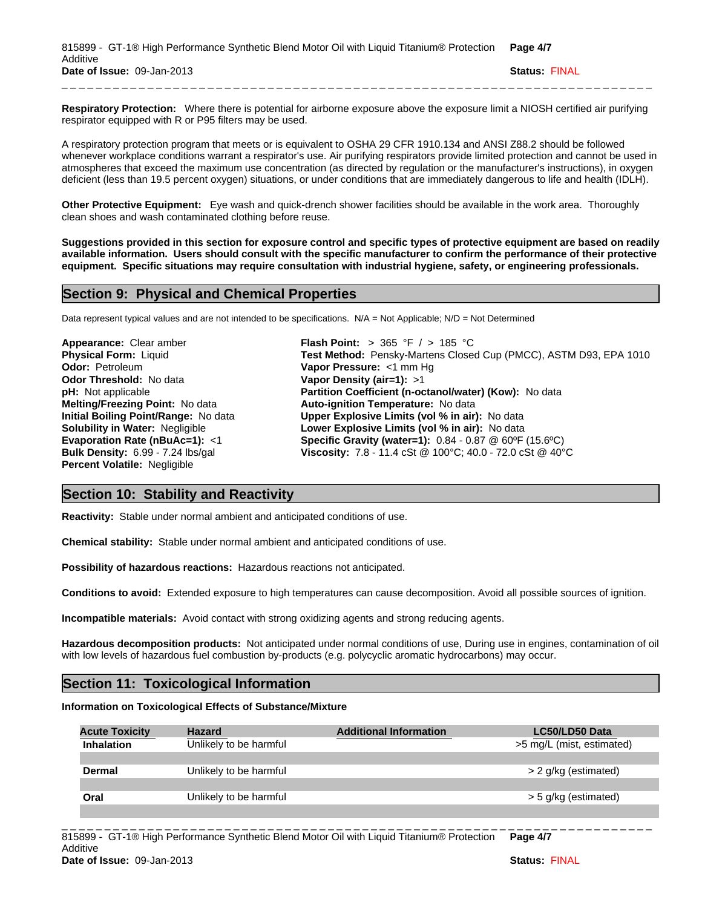**Respiratory Protection:** Where there is potential for airborne exposure above the exposure limit a NIOSH certified air purifying respirator equipped with R or P95 filters may be used.

A respiratory protection program that meets or is equivalent to OSHA 29 CFR 1910.134 and ANSI Z88.2 should be followed whenever workplace conditions warrant a respirator's use. Air purifying respirators provide limited protection and cannot be used in atmospheres that exceed the maximum use concentration (as directed by regulation or the manufacturer's instructions), in oxygen deficient (less than 19.5 percent oxygen) situations, or under conditions that are immediately dangerous to life and health (IDLH).

**Other Protective Equipment:** Eye wash and quick-drench shower facilities should be available in the work area. Thoroughly clean shoes and wash contaminated clothing before reuse.

**Suggestions provided in this section for exposure control and specific types of protective equipment are based on readily available information. Users should consult with the specific manufacturer to confirm the performance of their protective equipment. Specific situations may require consultation with industrial hygiene, safety, or engineering professionals.**

## Section 9: Physical and Chemical Properties

Data represent typical values and are not intended to be specifications. N/A = Not Applicable; N/D = Not Determined

**Appearance:** Clear amber
**Physical Form:** Liquid
**Odor:** Petroleum
**Odor Threshold:** No data
**pH:** Not applicable
**Melting/Freezing Point:** No data
**Initial Boiling Point/Range:** No data
**Solubility in Water:** Negligible
**Evaporation Rate (nBuAc=1):** <1
**Bulk Density:** 6.99 - 7.24 lbs/gal
**Percent Volatile:** Negligible

**Flash Point:** > 365 °F / > 185 °C
**Test Method:** Pensky-Martens Closed Cup (PMCC), ASTM D93, EPA 1010
**Vapor Pressure:** <1 mm Hg
**Vapor Density (air=1):** >1
**Partition Coefficient (n-octanol/water) (Kow):** No data
**Auto-ignition Temperature:** No data
**Upper Explosive Limits (vol % in air):** No data
**Lower Explosive Limits (vol % in air):** No data
**Specific Gravity (water=1):** 0.84 - 0.87 @ 60ºF (15.6ºC)
**Viscosity:** 7.8 - 11.4 cSt @ 100°C; 40.0 - 72.0 cSt @ 40°C

## Section 10: Stability and Reactivity

**Reactivity:** Stable under normal ambient and anticipated conditions of use.

**Chemical stability:** Stable under normal ambient and anticipated conditions of use.

**Possibility of hazardous reactions:** Hazardous reactions not anticipated.

**Conditions to avoid:** Extended exposure to high temperatures can cause decomposition. Avoid all possible sources of ignition.

**Incompatible materials:** Avoid contact with strong oxidizing agents and strong reducing agents.

**Hazardous decomposition products:** Not anticipated under normal conditions of use, During use in engines, contamination of oil with low levels of hazardous fuel combustion by-products (e.g. polycyclic aromatic hydrocarbons) may occur.

## Section 11: Toxicological Information

**Information on Toxicological Effects of Substance/Mixture**

| Acute Toxicity | Hazard | Additional Information | LC50/LD50 Data |
|---|---|---|---|
| **Inhalation** | Unlikely to be harmful | | >5 mg/L (mist, estimated) |
| **Dermal** | Unlikely to be harmful | | > 2 g/kg (estimated) |
| **Oral** | Unlikely to be harmful | | > 5 g/kg (estimated) |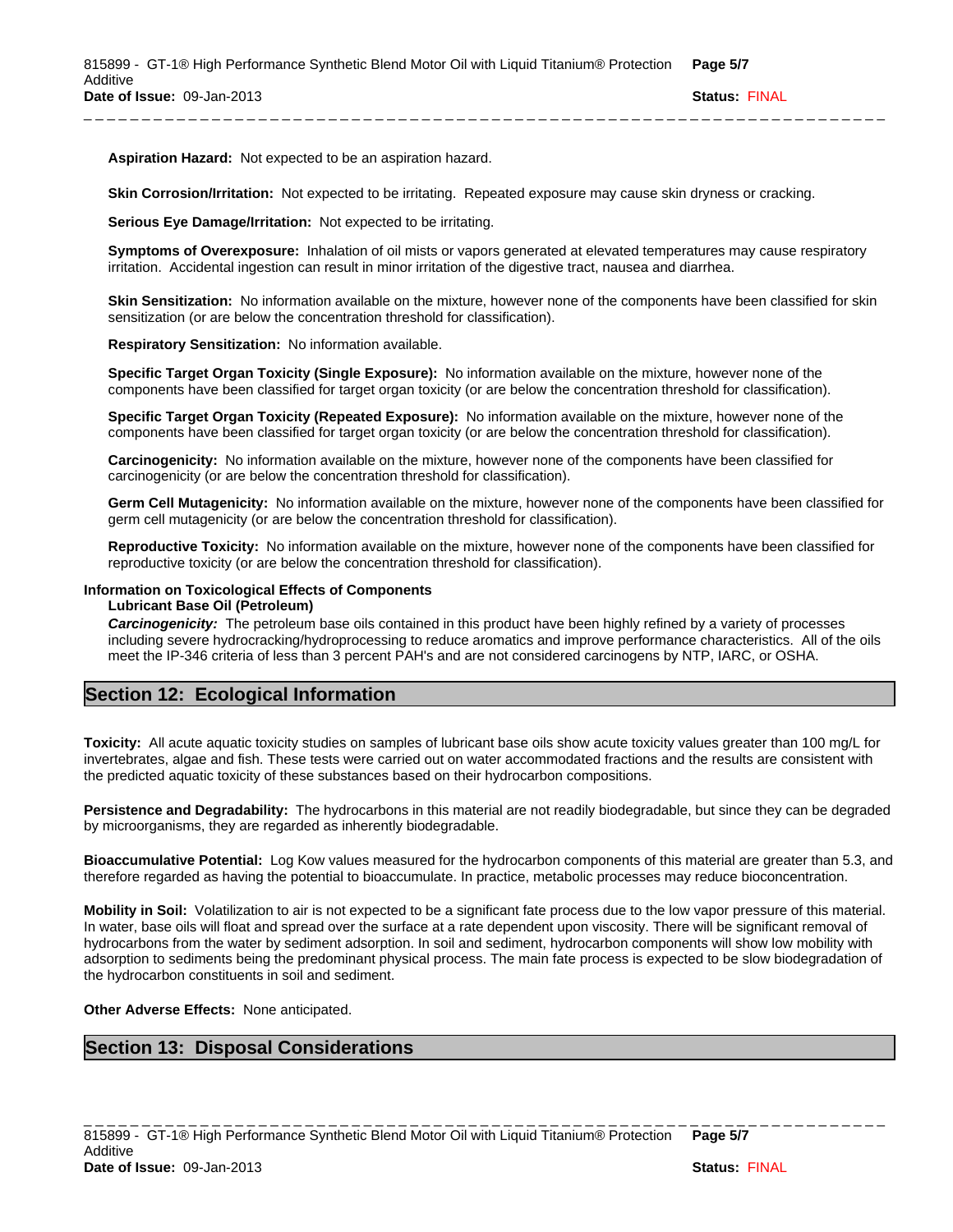**Aspiration Hazard:** Not expected to be an aspiration hazard.

**Skin Corrosion/Irritation:** Not expected to be irritating. Repeated exposure may cause skin dryness or cracking.

**Serious Eye Damage/Irritation:** Not expected to be irritating.

**Symptoms of Overexposure:** Inhalation of oil mists or vapors generated at elevated temperatures may cause respiratory irritation. Accidental ingestion can result in minor irritation of the digestive tract, nausea and diarrhea.

**Skin Sensitization:** No information available on the mixture, however none of the components have been classified for skin sensitization (or are below the concentration threshold for classification).

**Respiratory Sensitization:** No information available.

**Specific Target Organ Toxicity (Single Exposure):** No information available on the mixture, however none of the components have been classified for target organ toxicity (or are below the concentration threshold for classification).

**Specific Target Organ Toxicity (Repeated Exposure):** No information available on the mixture, however none of the components have been classified for target organ toxicity (or are below the concentration threshold for classification).

**Carcinogenicity:** No information available on the mixture, however none of the components have been classified for carcinogenicity (or are below the concentration threshold for classification).

**Germ Cell Mutagenicity:** No information available on the mixture, however none of the components have been classified for germ cell mutagenicity (or are below the concentration threshold for classification).

**Reproductive Toxicity:** No information available on the mixture, however none of the components have been classified for reproductive toxicity (or are below the concentration threshold for classification).

**Information on Toxicological Effects of Components**

**Lubricant Base Oil (Petroleum)**

***Carcinogenicity:*** The petroleum base oils contained in this product have been highly refined by a variety of processes including severe hydrocracking/hydroprocessing to reduce aromatics and improve performance characteristics. All of the oils meet the IP-346 criteria of less than 3 percent PAH's and are not considered carcinogens by NTP, IARC, or OSHA.

## Section 12: Ecological Information

**Toxicity:** All acute aquatic toxicity studies on samples of lubricant base oils show acute toxicity values greater than 100 mg/L for invertebrates, algae and fish. These tests were carried out on water accommodated fractions and the results are consistent with the predicted aquatic toxicity of these substances based on their hydrocarbon compositions.

**Persistence and Degradability:** The hydrocarbons in this material are not readily biodegradable, but since they can be degraded by microorganisms, they are regarded as inherently biodegradable.

**Bioaccumulative Potential:** Log Kow values measured for the hydrocarbon components of this material are greater than 5.3, and therefore regarded as having the potential to bioaccumulate. In practice, metabolic processes may reduce bioconcentration.

**Mobility in Soil:** Volatilization to air is not expected to be a significant fate process due to the low vapor pressure of this material. In water, base oils will float and spread over the surface at a rate dependent upon viscosity. There will be significant removal of hydrocarbons from the water by sediment adsorption. In soil and sediment, hydrocarbon components will show low mobility with adsorption to sediments being the predominant physical process. The main fate process is expected to be slow biodegradation of the hydrocarbon constituents in soil and sediment.

**Other Adverse Effects:** None anticipated.

## Section 13: Disposal Considerations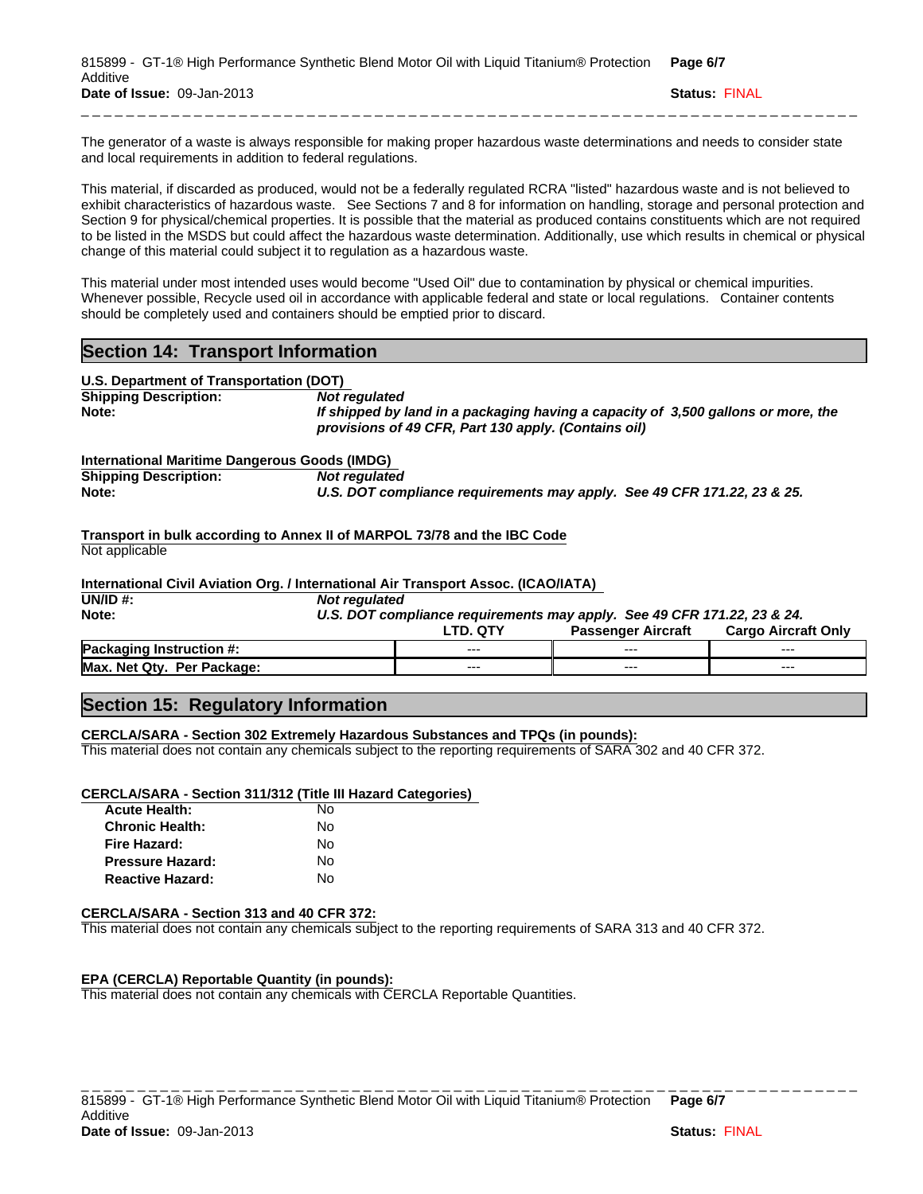The generator of a waste is always responsible for making proper hazardous waste determinations and needs to consider state and local requirements in addition to federal regulations.

This material, if discarded as produced, would not be a federally regulated RCRA "listed" hazardous waste and is not believed to exhibit characteristics of hazardous waste. See Sections 7 and 8 for information on handling, storage and personal protection and Section 9 for physical/chemical properties. It is possible that the material as produced contains constituents which are not required to be listed in the MSDS but could affect the hazardous waste determination. Additionally, use which results in chemical or physical change of this material could subject it to regulation as a hazardous waste.

This material under most intended uses would become "Used Oil" due to contamination by physical or chemical impurities. Whenever possible, Recycle used oil in accordance with applicable federal and state or local regulations. Container contents should be completely used and containers should be emptied prior to discard.

## Section 14: Transport Information

**U.S. Department of Transportation (DOT)**

**Shipping Description:** ***Not regulated***
**Note:** ***If shipped by land in a packaging having a capacity of 3,500 gallons or more, the provisions of 49 CFR, Part 130 apply. (Contains oil)***

**International Maritime Dangerous Goods (IMDG)**

**Shipping Description:** ***Not regulated***
**Note:** ***U.S. DOT compliance requirements may apply. See 49 CFR 171.22, 23 & 25.***

**Transport in bulk according to Annex II of MARPOL 73/78 and the IBC Code**

Not applicable

**International Civil Aviation Org. / International Air Transport Assoc. (ICAO/IATA)**

**UN/ID #:** ***Not regulated***
**Note:** ***U.S. DOT compliance requirements may apply. See 49 CFR 171.22, 23 & 24.***

| | LTD. QTY | Passenger Aircraft | Cargo Aircraft Only |
|---|---|---|---|
| **Packaging Instruction #:** | --- | --- | --- |
| **Max. Net Qty. Per Package:** | --- | --- | --- |

## Section 15: Regulatory Information

**CERCLA/SARA - Section 302 Extremely Hazardous Substances and TPQs (in pounds):**

This material does not contain any chemicals subject to the reporting requirements of SARA 302 and 40 CFR 372.

**CERCLA/SARA - Section 311/312 (Title III Hazard Categories)**

| | |
|---|---|
| **Acute Health:** | No |
| **Chronic Health:** | No |
| **Fire Hazard:** | No |
| **Pressure Hazard:** | No |
| **Reactive Hazard:** | No |

**CERCLA/SARA - Section 313 and 40 CFR 372:**

This material does not contain any chemicals subject to the reporting requirements of SARA 313 and 40 CFR 372.

**EPA (CERCLA) Reportable Quantity (in pounds):**

This material does not contain any chemicals with CERCLA Reportable Quantities.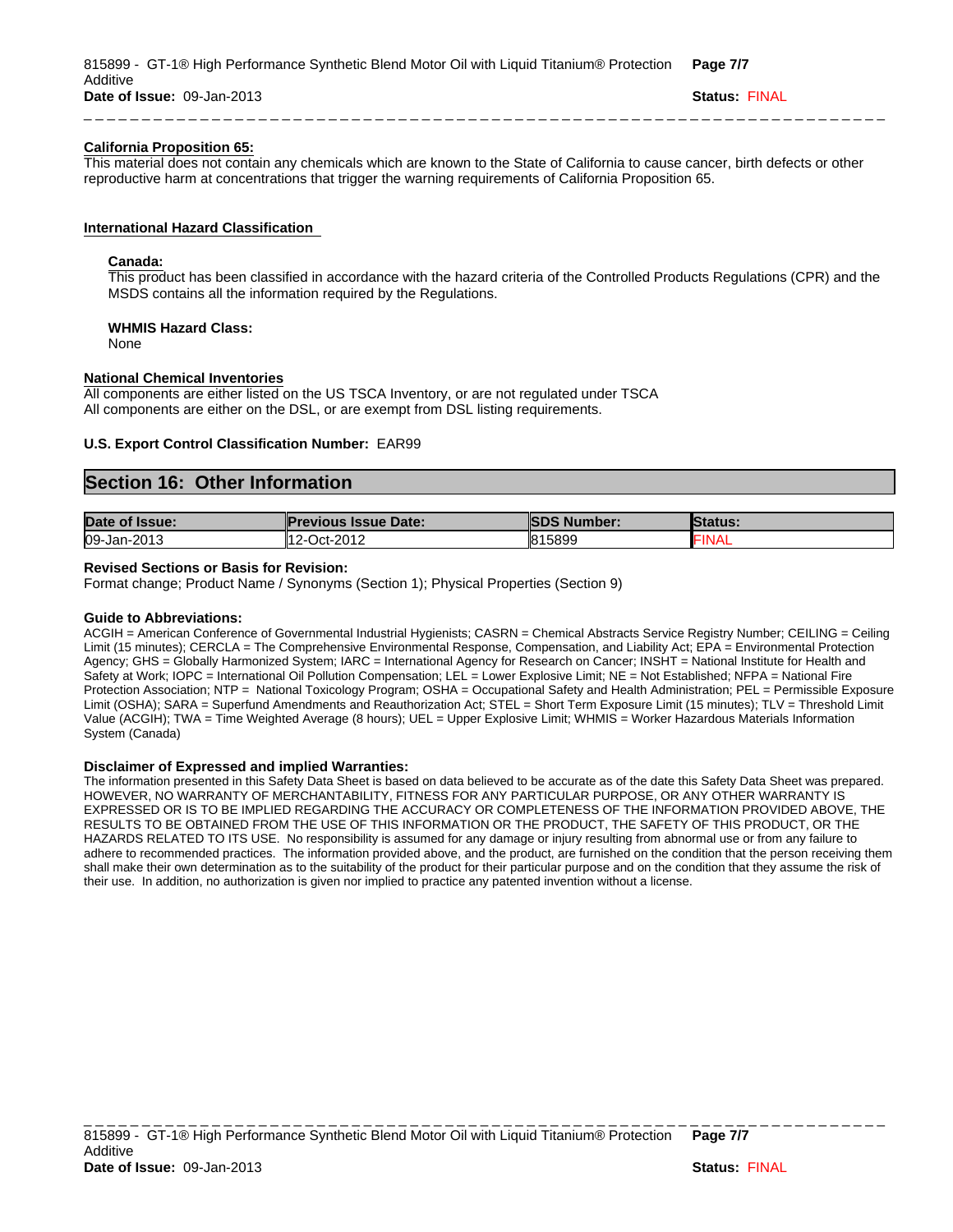**California Proposition 65:**
This material does not contain any chemicals which are known to the State of California to cause cancer, birth defects or other reproductive harm at concentrations that trigger the warning requirements of California Proposition 65.

**International Hazard Classification**

**Canada:**
This product has been classified in accordance with the hazard criteria of the Controlled Products Regulations (CPR) and the MSDS contains all the information required by the Regulations.

**WHMIS Hazard Class:**
None

**National Chemical Inventories**
All components are either listed on the US TSCA Inventory, or are not regulated under TSCA
All components are either on the DSL, or are exempt from DSL listing requirements.

**U.S. Export Control Classification Number:** EAR99

## Section 16: Other Information

| Date of Issue: | Previous Issue Date: | SDS Number: | Status: |
|---|---|---|---|
| 09-Jan-2013 | 12-Oct-2012 | 815899 | FINAL |

**Revised Sections or Basis for Revision:**
Format change; Product Name / Synonyms (Section 1); Physical Properties (Section 9)

**Guide to Abbreviations:**
ACGIH = American Conference of Governmental Industrial Hygienists; CASRN = Chemical Abstracts Service Registry Number; CEILING = Ceiling Limit (15 minutes); CERCLA = The Comprehensive Environmental Response, Compensation, and Liability Act; EPA = Environmental Protection Agency; GHS = Globally Harmonized System; IARC = International Agency for Research on Cancer; INSHT = National Institute for Health and Safety at Work; IOPC = International Oil Pollution Compensation; LEL = Lower Explosive Limit; NE = Not Established; NFPA = National Fire Protection Association; NTP = National Toxicology Program; OSHA = Occupational Safety and Health Administration; PEL = Permissible Exposure Limit (OSHA); SARA = Superfund Amendments and Reauthorization Act; STEL = Short Term Exposure Limit (15 minutes); TLV = Threshold Limit Value (ACGIH); TWA = Time Weighted Average (8 hours); UEL = Upper Explosive Limit; WHMIS = Worker Hazardous Materials Information System (Canada)

**Disclaimer of Expressed and implied Warranties:**
The information presented in this Safety Data Sheet is based on data believed to be accurate as of the date this Safety Data Sheet was prepared. HOWEVER, NO WARRANTY OF MERCHANTABILITY, FITNESS FOR ANY PARTICULAR PURPOSE, OR ANY OTHER WARRANTY IS EXPRESSED OR IS TO BE IMPLIED REGARDING THE ACCURACY OR COMPLETENESS OF THE INFORMATION PROVIDED ABOVE, THE RESULTS TO BE OBTAINED FROM THE USE OF THIS INFORMATION OR THE PRODUCT, THE SAFETY OF THIS PRODUCT, OR THE HAZARDS RELATED TO ITS USE. No responsibility is assumed for any damage or injury resulting from abnormal use or from any failure to adhere to recommended practices. The information provided above, and the product, are furnished on the condition that the person receiving them shall make their own determination as to the suitability of the product for their particular purpose and on the condition that they assume the risk of their use. In addition, no authorization is given nor implied to practice any patented invention without a license.